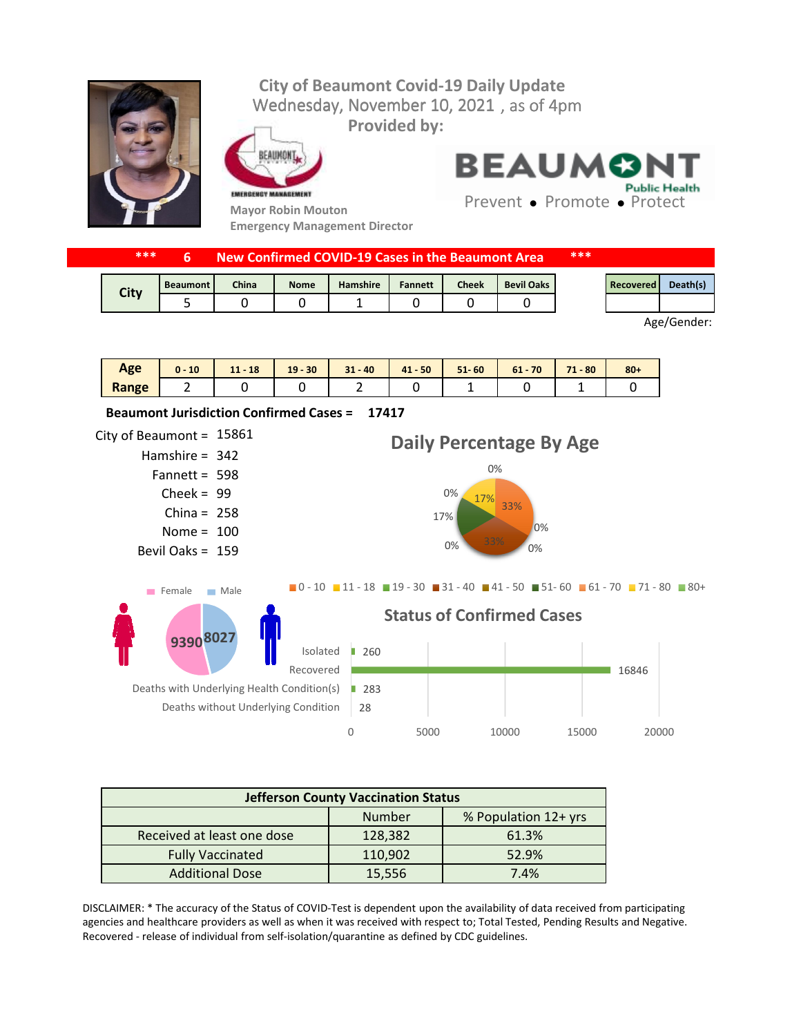# City of Beaumont Covid-19 Daily Update

Wednesday, November 10, 2021 , as of 4pm

**Provided by:**

**Mayor Robin Mouton**
**Emergency Management Director**

BEAUMONT Public Health
Prevent • Promote • Protect

## *** 6 New Confirmed COVID-19 Cases in the Beaumont Area ***

| City | Beaumont | China | Nome | Hamshire | Fannett | Cheek | Bevil Oaks |
|---|---|---|---|---|---|---|---|
| | 5 | 0 | 0 | 1 | 0 | 0 | 0 |

| Recovered | Death(s) |
|---|---|
| | |

Age/Gender:

| Age Range | 0 - 10 | 11 - 18 | 19 - 30 | 31 - 40 | 41 - 50 | 51- 60 | 61 - 70 | 71 - 80 | 80+ |
|---|---|---|---|---|---|---|---|---|---|
| | 2 | 0 | 0 | 2 | 0 | 1 | 0 | 1 | 0 |

**Beaumont Jurisdiction Confirmed Cases = 17417**

- City of Beaumont = 15861
- Hamshire = 342
- Fannett = 598
- Cheek = 99
- China = 258
- Nome = 100
- Bevil Oaks = 159

## Daily Percentage By Age

0 - 10: 33%; 11 - 18: 0%; 19 - 30: 0%; 31 - 40: 33%; 41 - 50: 0%; 51- 60: 17%; 61 - 70: 0%; 71 - 80: 17%; 80+: 0%

Female: 9390 | Male: 8027

## Status of Confirmed Cases

| Status | Count |
|---|---|
| Isolated | 260 |
| Recovered | 16846 |
| Deaths with Underlying Health Condition(s) | 283 |
| Deaths without Underlying Condition | 28 |

| Jefferson County Vaccination Status | Number | % Population 12+ yrs |
|---|---|---|
| Received at least one dose | 128,382 | 61.3% |
| Fully Vaccinated | 110,902 | 52.9% |
| Additional Dose | 15,556 | 7.4% |

DISCLAIMER: * The accuracy of the Status of COVID-Test is dependent upon the availability of data received from participating agencies and healthcare providers as well as when it was received with respect to; Total Tested, Pending Results and Negative. Recovered - release of individual from self-isolation/quarantine as defined by CDC guidelines.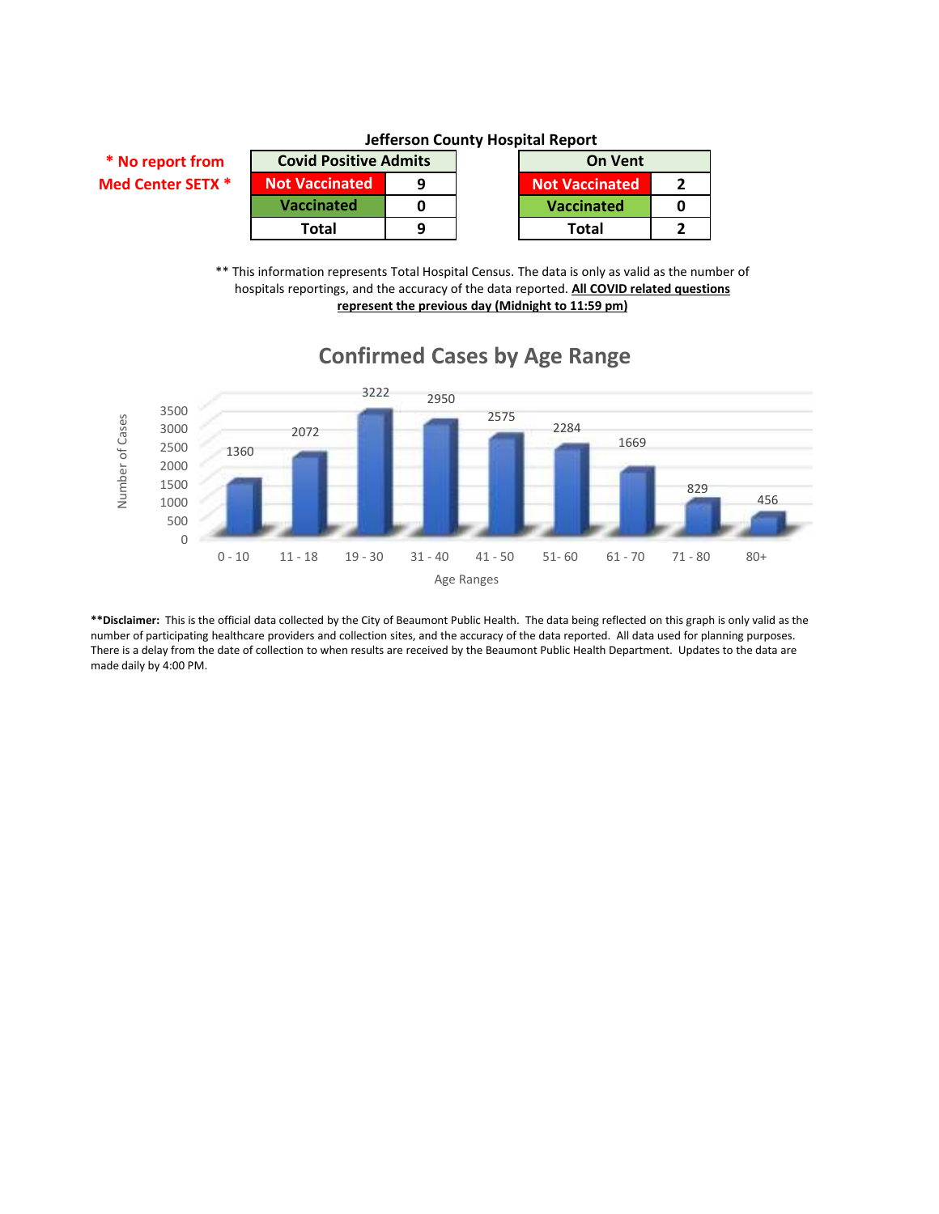**\* No report from Med Center SETX \***

## Jefferson County Hospital Report

| Covid Positive Admits | |
|---|---|
| Not Vaccinated | 9 |
| Vaccinated | 0 |
| Total | 9 |

| On Vent | |
|---|---|
| Not Vaccinated | 2 |
| Vaccinated | 0 |
| Total | 2 |

** This information represents Total Hospital Census. The data is only as valid as the number of hospitals reportings, and the accuracy of the data reported. **All COVID related questions represent the previous day (Midnight to 11:59 pm)**

## Confirmed Cases by Age Range

Number of Cases

3500
3000
2500
2000
1500
1000
500
0

1360
2072
3222
2950
2575
2284
1669
829
456

0 - 10
11 - 18
19 - 30
31 - 40
41 - 50
51- 60
61 - 70
71 - 80
80+

Age Ranges

****Disclaimer:** This is the official data collected by the City of Beaumont Public Health. The data being reflected on this graph is only valid as the number of participating healthcare providers and collection sites, and the accuracy of the data reported. All data used for planning purposes. There is a delay from the date of collection to when results are received by the Beaumont Public Health Department. Updates to the data are made daily by 4:00 PM.